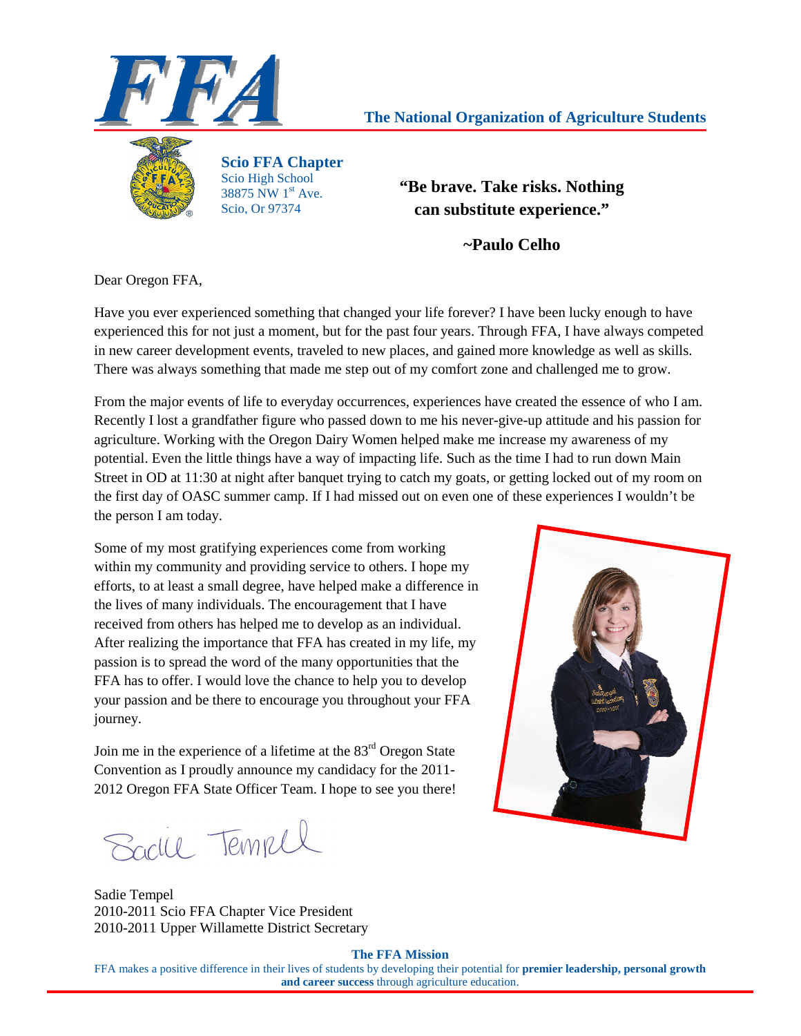**The National Organization of Agriculture Students**

**Scio FFA Chapter**
Scio High School
38875 NW 1st Ave.
Scio, Or 97374

**"Be brave. Take risks. Nothing can substitute experience."**

**~Paulo Celho**

Dear Oregon FFA,

Have you ever experienced something that changed your life forever? I have been lucky enough to have experienced this for not just a moment, but for the past four years. Through FFA, I have always competed in new career development events, traveled to new places, and gained more knowledge as well as skills. There was always something that made me step out of my comfort zone and challenged me to grow.

From the major events of life to everyday occurrences, experiences have created the essence of who I am. Recently I lost a grandfather figure who passed down to me his never-give-up attitude and his passion for agriculture. Working with the Oregon Dairy Women helped make me increase my awareness of my potential. Even the little things have a way of impacting life. Such as the time I had to run down Main Street in OD at 11:30 at night after banquet trying to catch my goats, or getting locked out of my room on the first day of OASC summer camp. If I had missed out on even one of these experiences I wouldn't be the person I am today.

Some of my most gratifying experiences come from working within my community and providing service to others. I hope my efforts, to at least a small degree, have helped make a difference in the lives of many individuals. The encouragement that I have received from others has helped me to develop as an individual. After realizing the importance that FFA has created in my life, my passion is to spread the word of the many opportunities that the FFA has to offer. I would love the chance to help you to develop your passion and be there to encourage you throughout your FFA journey.

Join me in the experience of a lifetime at the 83rd Oregon State Convention as I proudly announce my candidacy for the 2011-2012 Oregon FFA State Officer Team. I hope to see you there!

Sadie Tempel

Sadie Tempel
2010-2011 Scio FFA Chapter Vice President
2010-2011 Upper Willamette District Secretary

**The FFA Mission**
FFA makes a positive difference in their lives of students by developing their potential for **premier leadership, personal growth and career success** through agriculture education.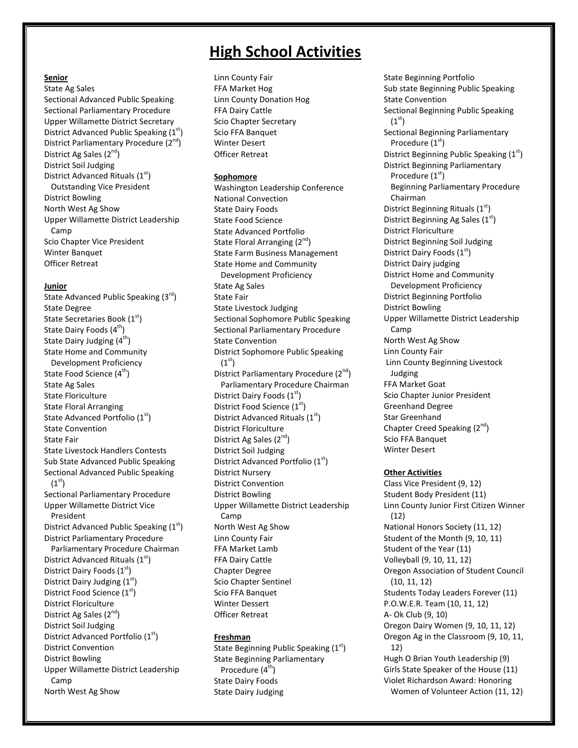# High School Activities

**Senior**

State Ag Sales
Sectional Advanced Public Speaking
Sectional Parliamentary Procedure
Upper Willamette District Secretary
District Advanced Public Speaking (1st)
District Parliamentary Procedure (2nd)
District Ag Sales (2nd)
District Soil Judging
District Advanced Rituals (1st)
Outstanding Vice President
District Bowling
North West Ag Show
Upper Willamette District Leadership Camp
Scio Chapter Vice President
Winter Banquet
Officer Retreat

**Junior**

State Advanced Public Speaking (3rd)
State Degree
State Secretaries Book (1st)
State Dairy Foods (4th)
State Dairy Judging (4th)
State Home and Community Development Proficiency
State Food Science (4th)
State Ag Sales
State Floriculture
State Floral Arranging
State Advanced Portfolio (1st)
State Convention
State Fair
State Livestock Handlers Contests
Sub State Advanced Public Speaking
Sectional Advanced Public Speaking (1st)
Sectional Parliamentary Procedure
Upper Willamette District Vice President
District Advanced Public Speaking (1st)
District Parliamentary Procedure
Parliamentary Procedure Chairman
District Advanced Rituals (1st)
District Dairy Foods (1st)
District Dairy Judging (1st)
District Food Science (1st)
District Floriculture
District Ag Sales (2nd)
District Soil Judging
District Advanced Portfolio (1st)
District Convention
District Bowling
Upper Willamette District Leadership Camp
North West Ag Show
Linn County Fair
FFA Market Hog
Linn County Donation Hog
FFA Dairy Cattle
Scio Chapter Secretary
Scio FFA Banquet
Winter Desert
Officer Retreat

**Sophomore**

Washington Leadership Conference
National Convection
State Dairy Foods
State Food Science
State Advanced Portfolio
State Floral Arranging (2nd)
State Farm Business Management
State Home and Community Development Proficiency
State Ag Sales
State Fair
State Livestock Judging
Sectional Sophomore Public Speaking
Sectional Parliamentary Procedure
State Convention
District Sophomore Public Speaking (1st)
District Parliamentary Procedure (2nd)
Parliamentary Procedure Chairman
District Dairy Foods (1st)
District Food Science (1st)
District Advanced Rituals (1st)
District Floriculture
District Ag Sales (2nd)
District Soil Judging
District Advanced Portfolio (1st)
District Nursery
District Convention
District Bowling
Upper Willamette District Leadership Camp
North West Ag Show
Linn County Fair
FFA Market Lamb
FFA Dairy Cattle
Chapter Degree
Scio Chapter Sentinel
Scio FFA Banquet
Winter Dessert
Officer Retreat

**Freshman**

State Beginning Public Speaking (1st)
State Beginning Parliamentary Procedure (4th)
State Dairy Foods
State Dairy Judging
State Beginning Portfolio
Sub state Beginning Public Speaking
State Convention
Sectional Beginning Public Speaking (1st)
Sectional Beginning Parliamentary Procedure (1st)
District Beginning Public Speaking (1st)
District Beginning Parliamentary Procedure (1st)
Beginning Parliamentary Procedure Chairman
District Beginning Rituals (1st)
District Beginning Ag Sales (1st)
District Floriculture
District Beginning Soil Judging
District Dairy Foods (1st)
District Dairy judging
District Home and Community Development Proficiency
District Beginning Portfolio
District Bowling
Upper Willamette District Leadership Camp
North West Ag Show
Linn County Fair
Linn County Beginning Livestock Judging
FFA Market Goat
Scio Chapter Junior President
Greenhand Degree
Star Greenhand
Chapter Creed Speaking (2nd)
Scio FFA Banquet
Winter Desert

**Other Activities**

Class Vice President (9, 12)
Student Body President (11)
Linn County Junior First Citizen Winner (12)
National Honors Society (11, 12)
Student of the Month (9, 10, 11)
Student of the Year (11)
Volleyball (9, 10, 11, 12)
Oregon Association of Student Council (10, 11, 12)
Students Today Leaders Forever (11)
P.O.W.E.R. Team (10, 11, 12)
A- Ok Club (9, 10)
Oregon Dairy Women (9, 10, 11, 12)
Oregon Ag in the Classroom (9, 10, 11, 12)
Hugh O Brian Youth Leadership (9)
Girls State Speaker of the House (11)
Violet Richardson Award: Honoring Women of Volunteer Action (11, 12)